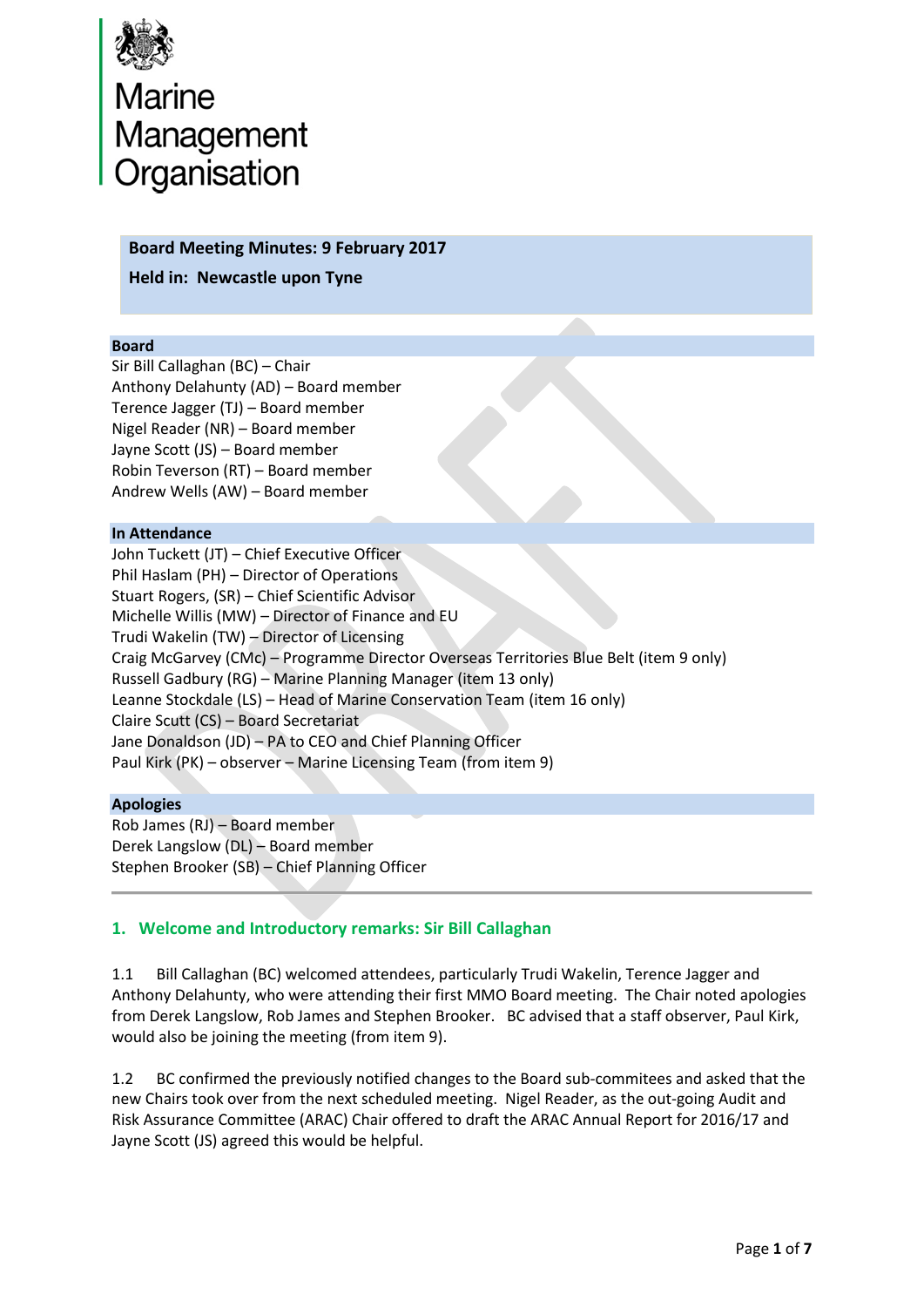Marine Management Organisation

**Board Meeting Minutes: 9 February 2017**

**Held in: Newcastle upon Tyne**

**Board**

Sir Bill Callaghan (BC) – Chair
Anthony Delahunty (AD) – Board member
Terence Jagger (TJ) – Board member
Nigel Reader (NR) – Board member
Jayne Scott (JS) – Board member
Robin Teverson (RT) – Board member
Andrew Wells (AW) – Board member

**In Attendance**

John Tuckett (JT) – Chief Executive Officer
Phil Haslam (PH) – Director of Operations
Stuart Rogers, (SR) – Chief Scientific Advisor
Michelle Willis (MW) – Director of Finance and EU
Trudi Wakelin (TW) – Director of Licensing
Craig McGarvey (CMc) – Programme Director Overseas Territories Blue Belt (item 9 only)
Russell Gadbury (RG) – Marine Planning Manager (item 13 only)
Leanne Stockdale (LS) – Head of Marine Conservation Team (item 16 only)
Claire Scutt (CS) – Board Secretariat
Jane Donaldson (JD) – PA to CEO and Chief Planning Officer
Paul Kirk (PK) – observer – Marine Licensing Team (from item 9)

**Apologies**

Rob James (RJ) – Board member
Derek Langslow (DL) – Board member
Stephen Brooker (SB) – Chief Planning Officer

---

## 1. Welcome and Introductory remarks: Sir Bill Callaghan

1.1 Bill Callaghan (BC) welcomed attendees, particularly Trudi Wakelin, Terence Jagger and Anthony Delahunty, who were attending their first MMO Board meeting. The Chair noted apologies from Derek Langslow, Rob James and Stephen Brooker. BC advised that a staff observer, Paul Kirk, would also be joining the meeting (from item 9).

1.2 BC confirmed the previously notified changes to the Board sub-commitees and asked that the new Chairs took over from the next scheduled meeting. Nigel Reader, as the out-going Audit and Risk Assurance Committee (ARAC) Chair offered to draft the ARAC Annual Report for 2016/17 and Jayne Scott (JS) agreed this would be helpful.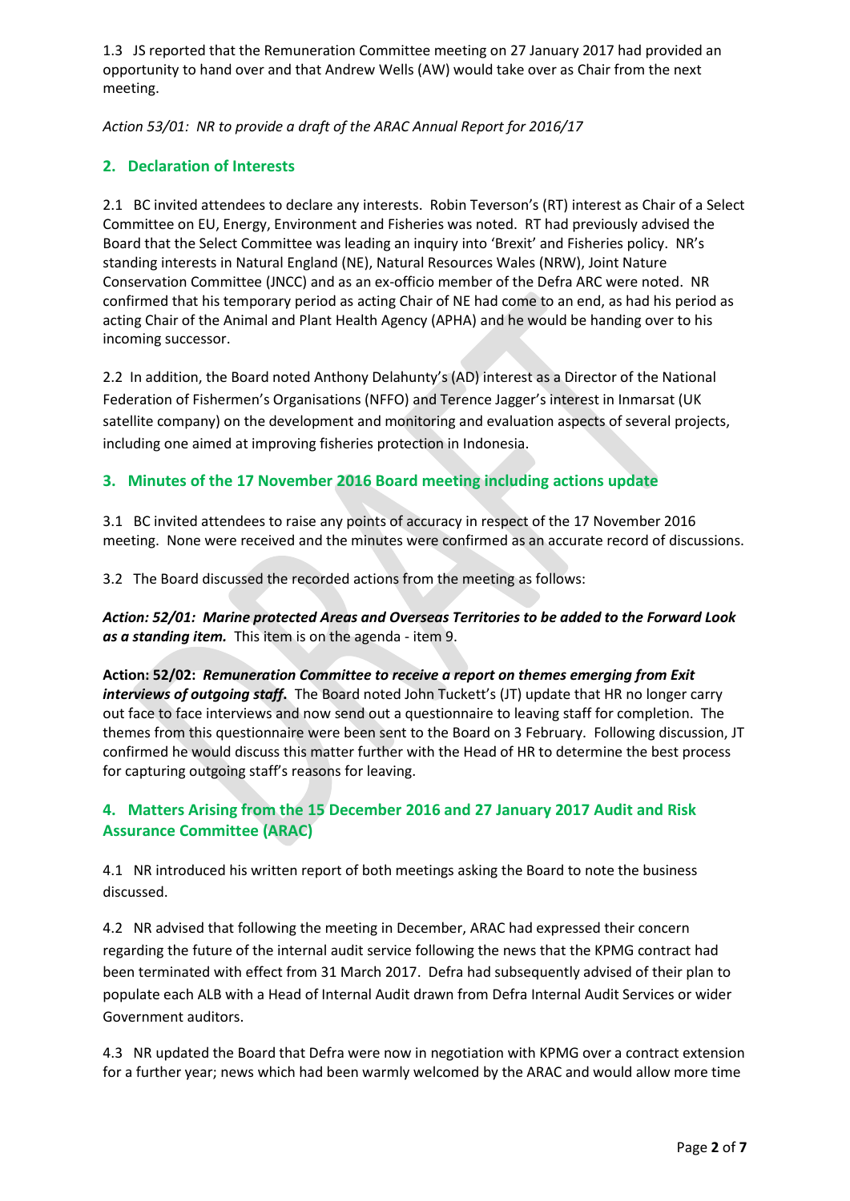1.3 JS reported that the Remuneration Committee meeting on 27 January 2017 had provided an opportunity to hand over and that Andrew Wells (AW) would take over as Chair from the next meeting.

*Action 53/01: NR to provide a draft of the ARAC Annual Report for 2016/17*

## 2. Declaration of Interests

2.1 BC invited attendees to declare any interests. Robin Teverson's (RT) interest as Chair of a Select Committee on EU, Energy, Environment and Fisheries was noted. RT had previously advised the Board that the Select Committee was leading an inquiry into 'Brexit' and Fisheries policy. NR's standing interests in Natural England (NE), Natural Resources Wales (NRW), Joint Nature Conservation Committee (JNCC) and as an ex-officio member of the Defra ARC were noted. NR confirmed that his temporary period as acting Chair of NE had come to an end, as had his period as acting Chair of the Animal and Plant Health Agency (APHA) and he would be handing over to his incoming successor.

2.2 In addition, the Board noted Anthony Delahunty's (AD) interest as a Director of the National Federation of Fishermen's Organisations (NFFO) and Terence Jagger's interest in Inmarsat (UK satellite company) on the development and monitoring and evaluation aspects of several projects, including one aimed at improving fisheries protection in Indonesia.

## 3. Minutes of the 17 November 2016 Board meeting including actions update

3.1 BC invited attendees to raise any points of accuracy in respect of the 17 November 2016 meeting. None were received and the minutes were confirmed as an accurate record of discussions.

3.2 The Board discussed the recorded actions from the meeting as follows:

***Action: 52/01: Marine protected Areas and Overseas Territories to be added to the Forward Look as a standing item.*** This item is on the agenda - item 9.

**Action: 52/02:** ***Remuneration Committee to receive a report on themes emerging from Exit interviews of outgoing staff*****.** The Board noted John Tuckett's (JT) update that HR no longer carry out face to face interviews and now send out a questionnaire to leaving staff for completion. The themes from this questionnaire were been sent to the Board on 3 February. Following discussion, JT confirmed he would discuss this matter further with the Head of HR to determine the best process for capturing outgoing staff's reasons for leaving.

## 4. Matters Arising from the 15 December 2016 and 27 January 2017 Audit and Risk Assurance Committee (ARAC)

4.1 NR introduced his written report of both meetings asking the Board to note the business discussed.

4.2 NR advised that following the meeting in December, ARAC had expressed their concern regarding the future of the internal audit service following the news that the KPMG contract had been terminated with effect from 31 March 2017. Defra had subsequently advised of their plan to populate each ALB with a Head of Internal Audit drawn from Defra Internal Audit Services or wider Government auditors.

4.3 NR updated the Board that Defra were now in negotiation with KPMG over a contract extension for a further year; news which had been warmly welcomed by the ARAC and would allow more time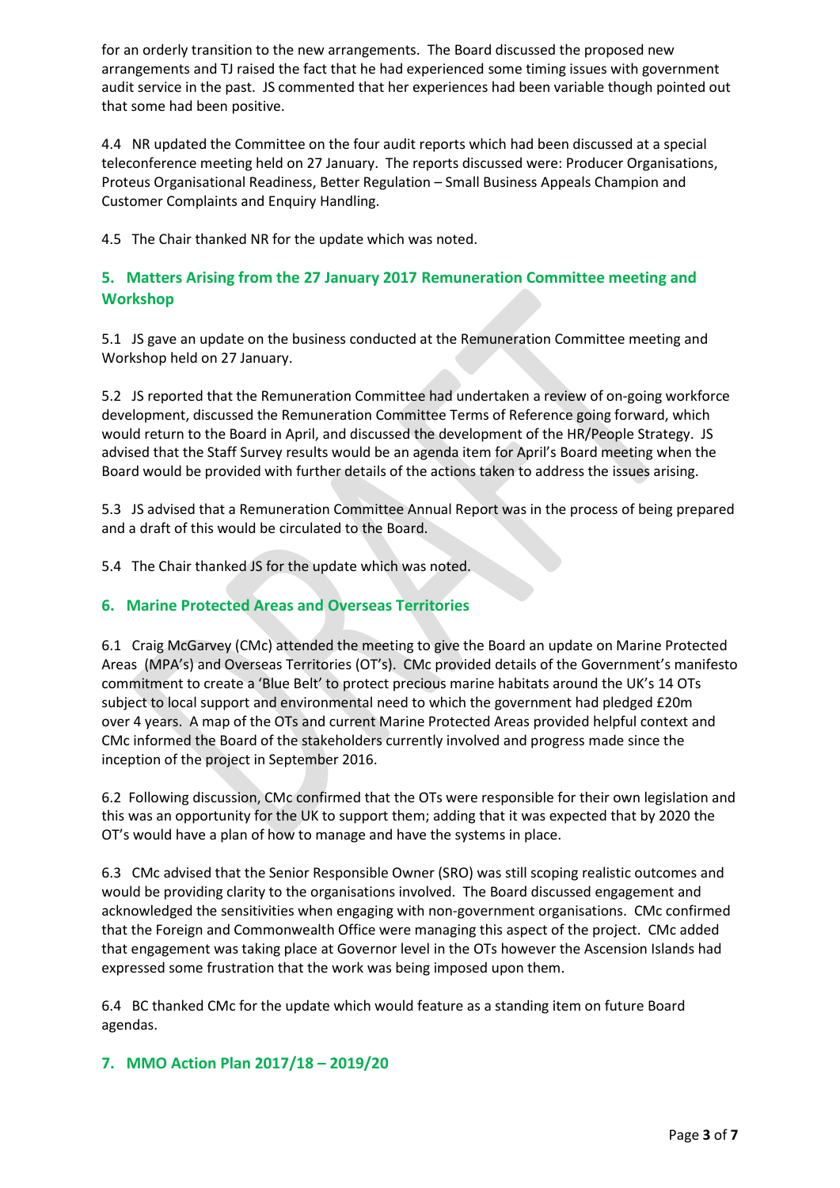for an orderly transition to the new arrangements. The Board discussed the proposed new arrangements and TJ raised the fact that he had experienced some timing issues with government audit service in the past. JS commented that her experiences had been variable though pointed out that some had been positive.

4.4 NR updated the Committee on the four audit reports which had been discussed at a special teleconference meeting held on 27 January. The reports discussed were: Producer Organisations, Proteus Organisational Readiness, Better Regulation – Small Business Appeals Champion and Customer Complaints and Enquiry Handling.

4.5 The Chair thanked NR for the update which was noted.

## 5. Matters Arising from the 27 January 2017 Remuneration Committee meeting and Workshop

5.1 JS gave an update on the business conducted at the Remuneration Committee meeting and Workshop held on 27 January.

5.2 JS reported that the Remuneration Committee had undertaken a review of on-going workforce development, discussed the Remuneration Committee Terms of Reference going forward, which would return to the Board in April, and discussed the development of the HR/People Strategy. JS advised that the Staff Survey results would be an agenda item for April's Board meeting when the Board would be provided with further details of the actions taken to address the issues arising.

5.3 JS advised that a Remuneration Committee Annual Report was in the process of being prepared and a draft of this would be circulated to the Board.

5.4 The Chair thanked JS for the update which was noted.

## 6. Marine Protected Areas and Overseas Territories

6.1 Craig McGarvey (CMc) attended the meeting to give the Board an update on Marine Protected Areas (MPA's) and Overseas Territories (OT's). CMc provided details of the Government's manifesto commitment to create a 'Blue Belt' to protect precious marine habitats around the UK's 14 OTs subject to local support and environmental need to which the government had pledged £20m over 4 years. A map of the OTs and current Marine Protected Areas provided helpful context and CMc informed the Board of the stakeholders currently involved and progress made since the inception of the project in September 2016.

6.2 Following discussion, CMc confirmed that the OTs were responsible for their own legislation and this was an opportunity for the UK to support them; adding that it was expected that by 2020 the OT's would have a plan of how to manage and have the systems in place.

6.3 CMc advised that the Senior Responsible Owner (SRO) was still scoping realistic outcomes and would be providing clarity to the organisations involved. The Board discussed engagement and acknowledged the sensitivities when engaging with non-government organisations. CMc confirmed that the Foreign and Commonwealth Office were managing this aspect of the project. CMc added that engagement was taking place at Governor level in the OTs however the Ascension Islands had expressed some frustration that the work was being imposed upon them.

6.4 BC thanked CMc for the update which would feature as a standing item on future Board agendas.

## 7. MMO Action Plan 2017/18 – 2019/20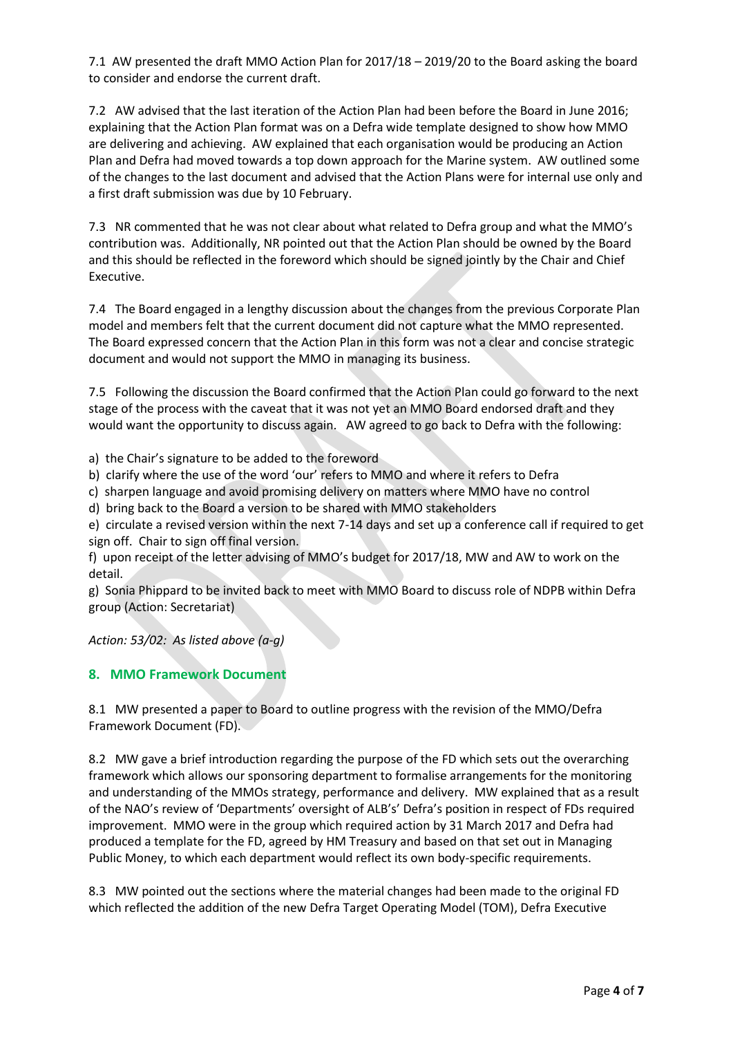7.1 AW presented the draft MMO Action Plan for 2017/18 – 2019/20 to the Board asking the board to consider and endorse the current draft.

7.2 AW advised that the last iteration of the Action Plan had been before the Board in June 2016; explaining that the Action Plan format was on a Defra wide template designed to show how MMO are delivering and achieving. AW explained that each organisation would be producing an Action Plan and Defra had moved towards a top down approach for the Marine system. AW outlined some of the changes to the last document and advised that the Action Plans were for internal use only and a first draft submission was due by 10 February.

7.3 NR commented that he was not clear about what related to Defra group and what the MMO's contribution was. Additionally, NR pointed out that the Action Plan should be owned by the Board and this should be reflected in the foreword which should be signed jointly by the Chair and Chief Executive.

7.4 The Board engaged in a lengthy discussion about the changes from the previous Corporate Plan model and members felt that the current document did not capture what the MMO represented. The Board expressed concern that the Action Plan in this form was not a clear and concise strategic document and would not support the MMO in managing its business.

7.5 Following the discussion the Board confirmed that the Action Plan could go forward to the next stage of the process with the caveat that it was not yet an MMO Board endorsed draft and they would want the opportunity to discuss again. AW agreed to go back to Defra with the following:

a) the Chair's signature to be added to the foreword
b) clarify where the use of the word 'our' refers to MMO and where it refers to Defra
c) sharpen language and avoid promising delivery on matters where MMO have no control
d) bring back to the Board a version to be shared with MMO stakeholders
e) circulate a revised version within the next 7-14 days and set up a conference call if required to get sign off. Chair to sign off final version.
f) upon receipt of the letter advising of MMO's budget for 2017/18, MW and AW to work on the detail.
g) Sonia Phippard to be invited back to meet with MMO Board to discuss role of NDPB within Defra group (Action: Secretariat)

*Action: 53/02: As listed above (a-g)*

## 8. MMO Framework Document

8.1 MW presented a paper to Board to outline progress with the revision of the MMO/Defra Framework Document (FD).

8.2 MW gave a brief introduction regarding the purpose of the FD which sets out the overarching framework which allows our sponsoring department to formalise arrangements for the monitoring and understanding of the MMOs strategy, performance and delivery. MW explained that as a result of the NAO's review of 'Departments' oversight of ALB's' Defra's position in respect of FDs required improvement. MMO were in the group which required action by 31 March 2017 and Defra had produced a template for the FD, agreed by HM Treasury and based on that set out in Managing Public Money, to which each department would reflect its own body-specific requirements.

8.3 MW pointed out the sections where the material changes had been made to the original FD which reflected the addition of the new Defra Target Operating Model (TOM), Defra Executive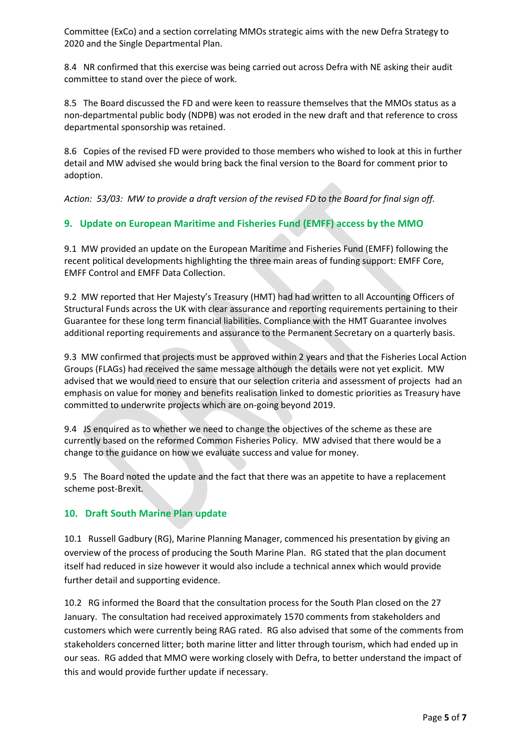Committee (ExCo) and a section correlating MMOs strategic aims with the new Defra Strategy to 2020 and the Single Departmental Plan.

8.4 NR confirmed that this exercise was being carried out across Defra with NE asking their audit committee to stand over the piece of work.

8.5 The Board discussed the FD and were keen to reassure themselves that the MMOs status as a non-departmental public body (NDPB) was not eroded in the new draft and that reference to cross departmental sponsorship was retained.

8.6 Copies of the revised FD were provided to those members who wished to look at this in further detail and MW advised she would bring back the final version to the Board for comment prior to adoption.

*Action: 53/03: MW to provide a draft version of the revised FD to the Board for final sign off.*

## 9. Update on European Maritime and Fisheries Fund (EMFF) access by the MMO

9.1 MW provided an update on the European Maritime and Fisheries Fund (EMFF) following the recent political developments highlighting the three main areas of funding support: EMFF Core, EMFF Control and EMFF Data Collection.

9.2 MW reported that Her Majesty's Treasury (HMT) had had written to all Accounting Officers of Structural Funds across the UK with clear assurance and reporting requirements pertaining to their Guarantee for these long term financial liabilities. Compliance with the HMT Guarantee involves additional reporting requirements and assurance to the Permanent Secretary on a quarterly basis.

9.3 MW confirmed that projects must be approved within 2 years and that the Fisheries Local Action Groups (FLAGs) had received the same message although the details were not yet explicit. MW advised that we would need to ensure that our selection criteria and assessment of projects had an emphasis on value for money and benefits realisation linked to domestic priorities as Treasury have committed to underwrite projects which are on-going beyond 2019.

9.4 JS enquired as to whether we need to change the objectives of the scheme as these are currently based on the reformed Common Fisheries Policy. MW advised that there would be a change to the guidance on how we evaluate success and value for money.

9.5 The Board noted the update and the fact that there was an appetite to have a replacement scheme post-Brexit.

## 10. Draft South Marine Plan update

10.1 Russell Gadbury (RG), Marine Planning Manager, commenced his presentation by giving an overview of the process of producing the South Marine Plan. RG stated that the plan document itself had reduced in size however it would also include a technical annex which would provide further detail and supporting evidence.

10.2 RG informed the Board that the consultation process for the South Plan closed on the 27 January. The consultation had received approximately 1570 comments from stakeholders and customers which were currently being RAG rated. RG also advised that some of the comments from stakeholders concerned litter; both marine litter and litter through tourism, which had ended up in our seas. RG added that MMO were working closely with Defra, to better understand the impact of this and would provide further update if necessary.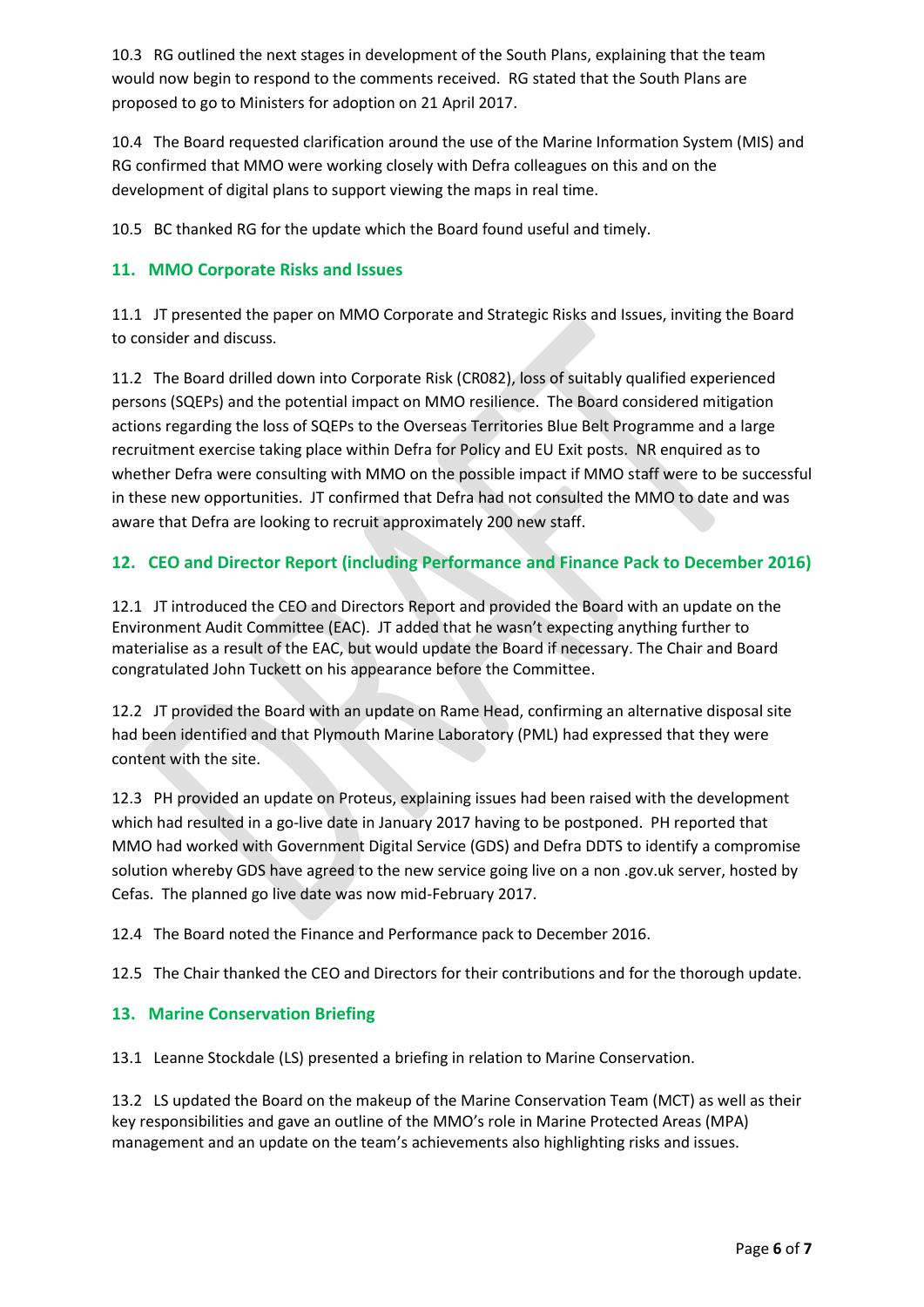10.3 RG outlined the next stages in development of the South Plans, explaining that the team would now begin to respond to the comments received. RG stated that the South Plans are proposed to go to Ministers for adoption on 21 April 2017.

10.4 The Board requested clarification around the use of the Marine Information System (MIS) and RG confirmed that MMO were working closely with Defra colleagues on this and on the development of digital plans to support viewing the maps in real time.

10.5 BC thanked RG for the update which the Board found useful and timely.

## 11. MMO Corporate Risks and Issues

11.1 JT presented the paper on MMO Corporate and Strategic Risks and Issues, inviting the Board to consider and discuss.

11.2 The Board drilled down into Corporate Risk (CR082), loss of suitably qualified experienced persons (SQEPs) and the potential impact on MMO resilience. The Board considered mitigation actions regarding the loss of SQEPs to the Overseas Territories Blue Belt Programme and a large recruitment exercise taking place within Defra for Policy and EU Exit posts. NR enquired as to whether Defra were consulting with MMO on the possible impact if MMO staff were to be successful in these new opportunities. JT confirmed that Defra had not consulted the MMO to date and was aware that Defra are looking to recruit approximately 200 new staff.

## 12. CEO and Director Report (including Performance and Finance Pack to December 2016)

12.1 JT introduced the CEO and Directors Report and provided the Board with an update on the Environment Audit Committee (EAC). JT added that he wasn't expecting anything further to materialise as a result of the EAC, but would update the Board if necessary. The Chair and Board congratulated John Tuckett on his appearance before the Committee.

12.2 JT provided the Board with an update on Rame Head, confirming an alternative disposal site had been identified and that Plymouth Marine Laboratory (PML) had expressed that they were content with the site.

12.3 PH provided an update on Proteus, explaining issues had been raised with the development which had resulted in a go-live date in January 2017 having to be postponed. PH reported that MMO had worked with Government Digital Service (GDS) and Defra DDTS to identify a compromise solution whereby GDS have agreed to the new service going live on a non .gov.uk server, hosted by Cefas. The planned go live date was now mid-February 2017.

12.4 The Board noted the Finance and Performance pack to December 2016.

12.5 The Chair thanked the CEO and Directors for their contributions and for the thorough update.

## 13. Marine Conservation Briefing

13.1 Leanne Stockdale (LS) presented a briefing in relation to Marine Conservation.

13.2 LS updated the Board on the makeup of the Marine Conservation Team (MCT) as well as their key responsibilities and gave an outline of the MMO's role in Marine Protected Areas (MPA) management and an update on the team's achievements also highlighting risks and issues.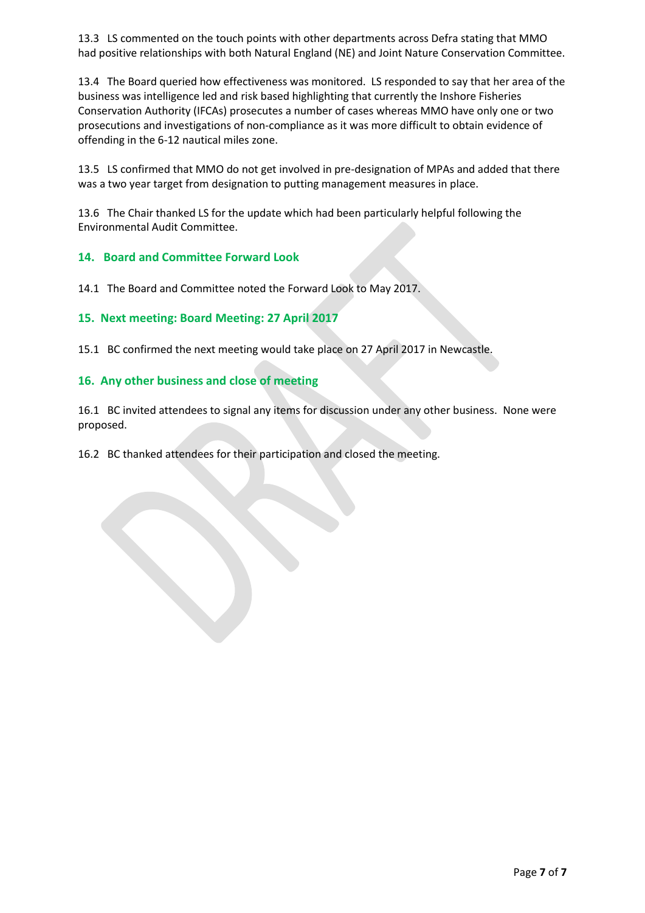13.3 LS commented on the touch points with other departments across Defra stating that MMO had positive relationships with both Natural England (NE) and Joint Nature Conservation Committee.

13.4 The Board queried how effectiveness was monitored. LS responded to say that her area of the business was intelligence led and risk based highlighting that currently the Inshore Fisheries Conservation Authority (IFCAs) prosecutes a number of cases whereas MMO have only one or two prosecutions and investigations of non-compliance as it was more difficult to obtain evidence of offending in the 6-12 nautical miles zone.

13.5 LS confirmed that MMO do not get involved in pre-designation of MPAs and added that there was a two year target from designation to putting management measures in place.

13.6 The Chair thanked LS for the update which had been particularly helpful following the Environmental Audit Committee.

## 14. Board and Committee Forward Look

14.1 The Board and Committee noted the Forward Look to May 2017.

## 15. Next meeting: Board Meeting: 27 April 2017

15.1 BC confirmed the next meeting would take place on 27 April 2017 in Newcastle.

## 16. Any other business and close of meeting

16.1 BC invited attendees to signal any items for discussion under any other business. None were proposed.

16.2 BC thanked attendees for their participation and closed the meeting.